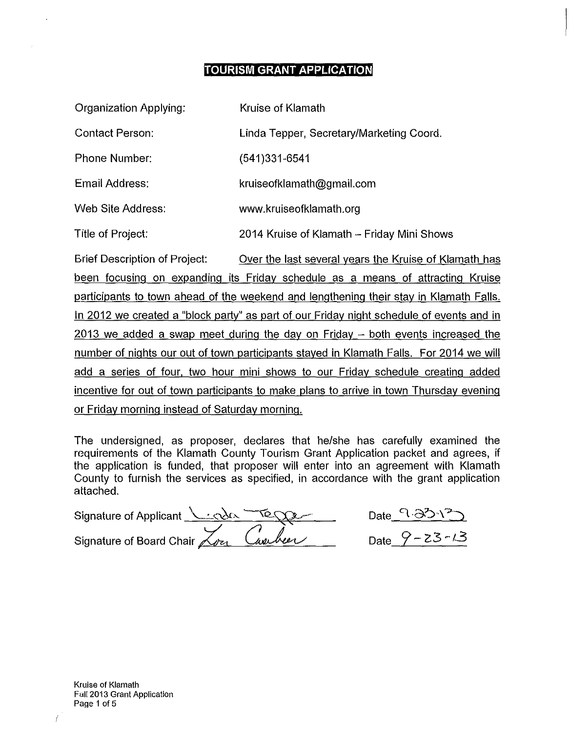# TOURISM GRANT APPLICATION

| | |
|---|---|
| Organization Applying: | Kruise of Klamath |
| Contact Person: | Linda Tepper, Secretary/Marketing Coord. |
| Phone Number: | (541)331-6541 |
| Email Address: | kruiseofklamath@gmail.com |
| Web Site Address: | www.kruiseofklamath.org |
| Title of Project: | 2014 Kruise of Klamath – Friday Mini Shows |

Brief Description of Project: Over the last several years the Kruise of Klamath has been focusing on expanding its Friday schedule as a means of attracting Kruise participants to town ahead of the weekend and lengthening their stay in Klamath Falls. In 2012 we created a "block party" as part of our Friday night schedule of events and in 2013 we added a swap meet during the day on Friday – both events increased the number of nights our out of town participants stayed in Klamath Falls. For 2014 we will add a series of four, two hour mini shows to our Friday schedule creating added incentive for out of town participants to make plans to arrive in town Thursday evening or Friday morning instead of Saturday morning.

The undersigned, as proposer, declares that he/she has carefully examined the requirements of the Klamath County Tourism Grant Application packet and agrees, if the application is funded, that proposer will enter into an agreement with Klamath County to furnish the services as specified, in accordance with the grant application attached.

Signature of Applicant Linda Tepper Date 9-23-13

Signature of Board Chair Lori Crawber Date 9-23-13

Kruise of Klamath
Fall 2013 Grant Application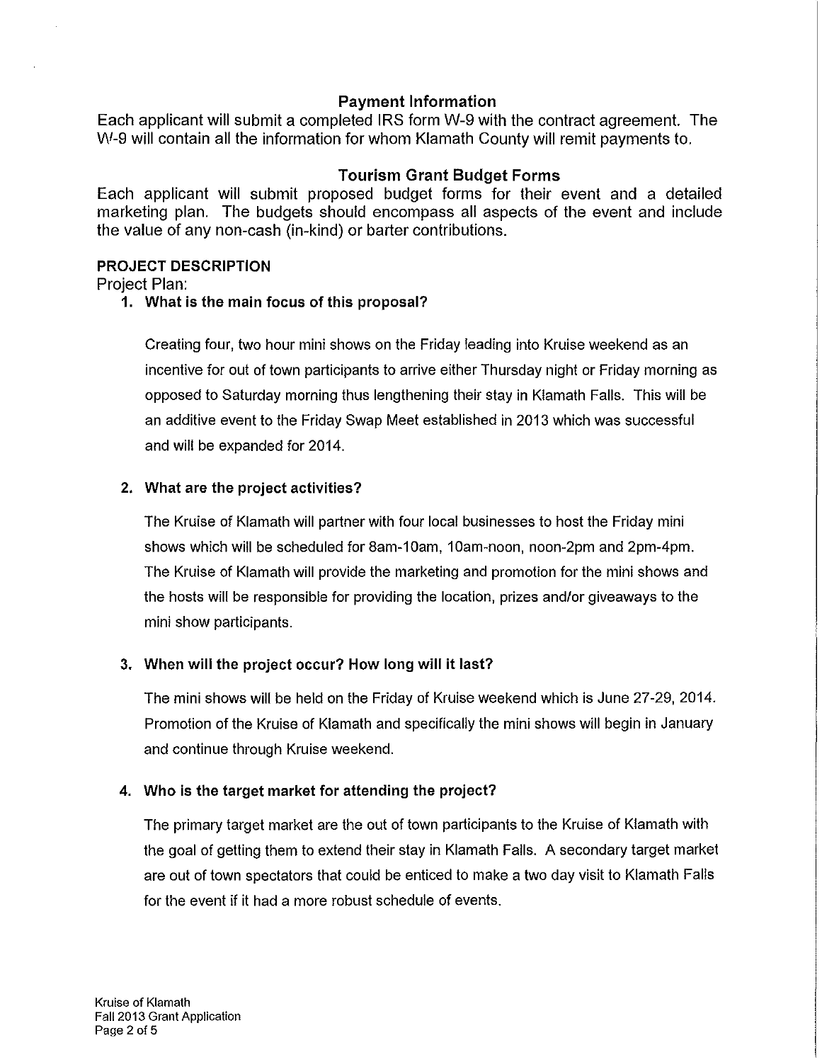## Payment Information

Each applicant will submit a completed IRS form W-9 with the contract agreement. The W-9 will contain all the information for whom Klamath County will remit payments to.

## Tourism Grant Budget Forms

Each applicant will submit proposed budget forms for their event and a detailed marketing plan. The budgets should encompass all aspects of the event and include the value of any non-cash (in-kind) or barter contributions.

### PROJECT DESCRIPTION

Project Plan:

1. **What is the main focus of this proposal?**

   Creating four, two hour mini shows on the Friday leading into Kruise weekend as an incentive for out of town participants to arrive either Thursday night or Friday morning as opposed to Saturday morning thus lengthening their stay in Klamath Falls. This will be an additive event to the Friday Swap Meet established in 2013 which was successful and will be expanded for 2014.

2. **What are the project activities?**

   The Kruise of Klamath will partner with four local businesses to host the Friday mini shows which will be scheduled for 8am-10am, 10am-noon, noon-2pm and 2pm-4pm. The Kruise of Klamath will provide the marketing and promotion for the mini shows and the hosts will be responsible for providing the location, prizes and/or giveaways to the mini show participants.

3. **When will the project occur? How long will it last?**

   The mini shows will be held on the Friday of Kruise weekend which is June 27-29, 2014. Promotion of the Kruise of Klamath and specifically the mini shows will begin in January and continue through Kruise weekend.

4. **Who is the target market for attending the project?**

   The primary target market are the out of town participants to the Kruise of Klamath with the goal of getting them to extend their stay in Klamath Falls. A secondary target market are out of town spectators that could be enticed to make a two day visit to Klamath Falls for the event if it had a more robust schedule of events.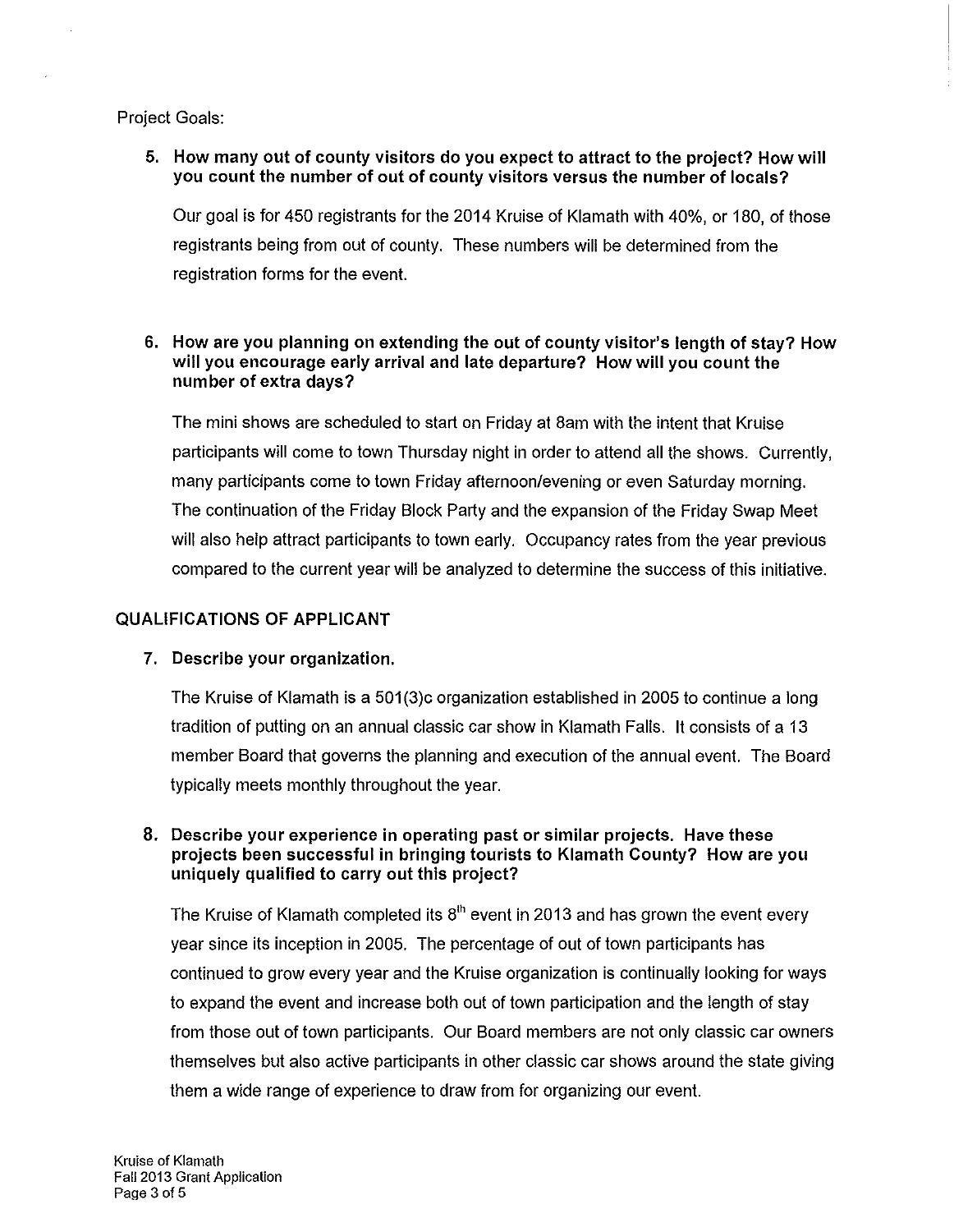Project Goals:

**5. How many out of county visitors do you expect to attract to the project? How will you count the number of out of county visitors versus the number of locals?**

Our goal is for 450 registrants for the 2014 Kruise of Klamath with 40%, or 180, of those registrants being from out of county. These numbers will be determined from the registration forms for the event.

**6. How are you planning on extending the out of county visitor's length of stay? How will you encourage early arrival and late departure? How will you count the number of extra days?**

The mini shows are scheduled to start on Friday at 8am with the intent that Kruise participants will come to town Thursday night in order to attend all the shows. Currently, many participants come to town Friday afternoon/evening or even Saturday morning. The continuation of the Friday Block Party and the expansion of the Friday Swap Meet will also help attract participants to town early. Occupancy rates from the year previous compared to the current year will be analyzed to determine the success of this initiative.

## QUALIFICATIONS OF APPLICANT

**7. Describe your organization.**

The Kruise of Klamath is a 501(3)c organization established in 2005 to continue a long tradition of putting on an annual classic car show in Klamath Falls. It consists of a 13 member Board that governs the planning and execution of the annual event. The Board typically meets monthly throughout the year.

**8. Describe your experience in operating past or similar projects. Have these projects been successful in bringing tourists to Klamath County? How are you uniquely qualified to carry out this project?**

The Kruise of Klamath completed its 8th event in 2013 and has grown the event every year since its inception in 2005. The percentage of out of town participants has continued to grow every year and the Kruise organization is continually looking for ways to expand the event and increase both out of town participation and the length of stay from those out of town participants. Our Board members are not only classic car owners themselves but also active participants in other classic car shows around the state giving them a wide range of experience to draw from for organizing our event.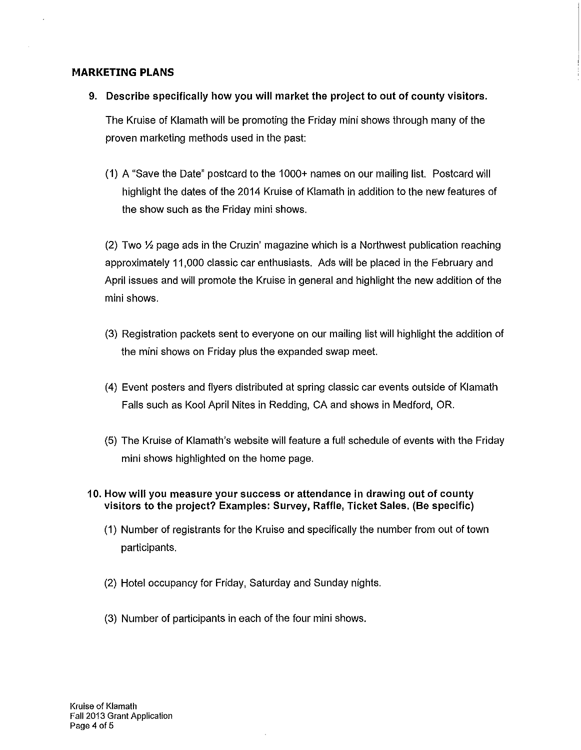## MARKETING PLANS

**9. Describe specifically how you will market the project to out of county visitors.**

The Kruise of Klamath will be promoting the Friday mini shows through many of the proven marketing methods used in the past:

(1) A "Save the Date" postcard to the 1000+ names on our mailing list. Postcard will highlight the dates of the 2014 Kruise of Klamath in addition to the new features of the show such as the Friday mini shows.

(2) Two ½ page ads in the Cruzin' magazine which is a Northwest publication reaching approximately 11,000 classic car enthusiasts. Ads will be placed in the February and April issues and will promote the Kruise in general and highlight the new addition of the mini shows.

(3) Registration packets sent to everyone on our mailing list will highlight the addition of the mini shows on Friday plus the expanded swap meet.

(4) Event posters and flyers distributed at spring classic car events outside of Klamath Falls such as Kool April Nites in Redding, CA and shows in Medford, OR.

(5) The Kruise of Klamath's website will feature a full schedule of events with the Friday mini shows highlighted on the home page.

**10. How will you measure your success or attendance in drawing out of county visitors to the project? Examples: Survey, Raffle, Ticket Sales. (Be specific)**

(1) Number of registrants for the Kruise and specifically the number from out of town participants.

(2) Hotel occupancy for Friday, Saturday and Sunday nights.

(3) Number of participants in each of the four mini shows.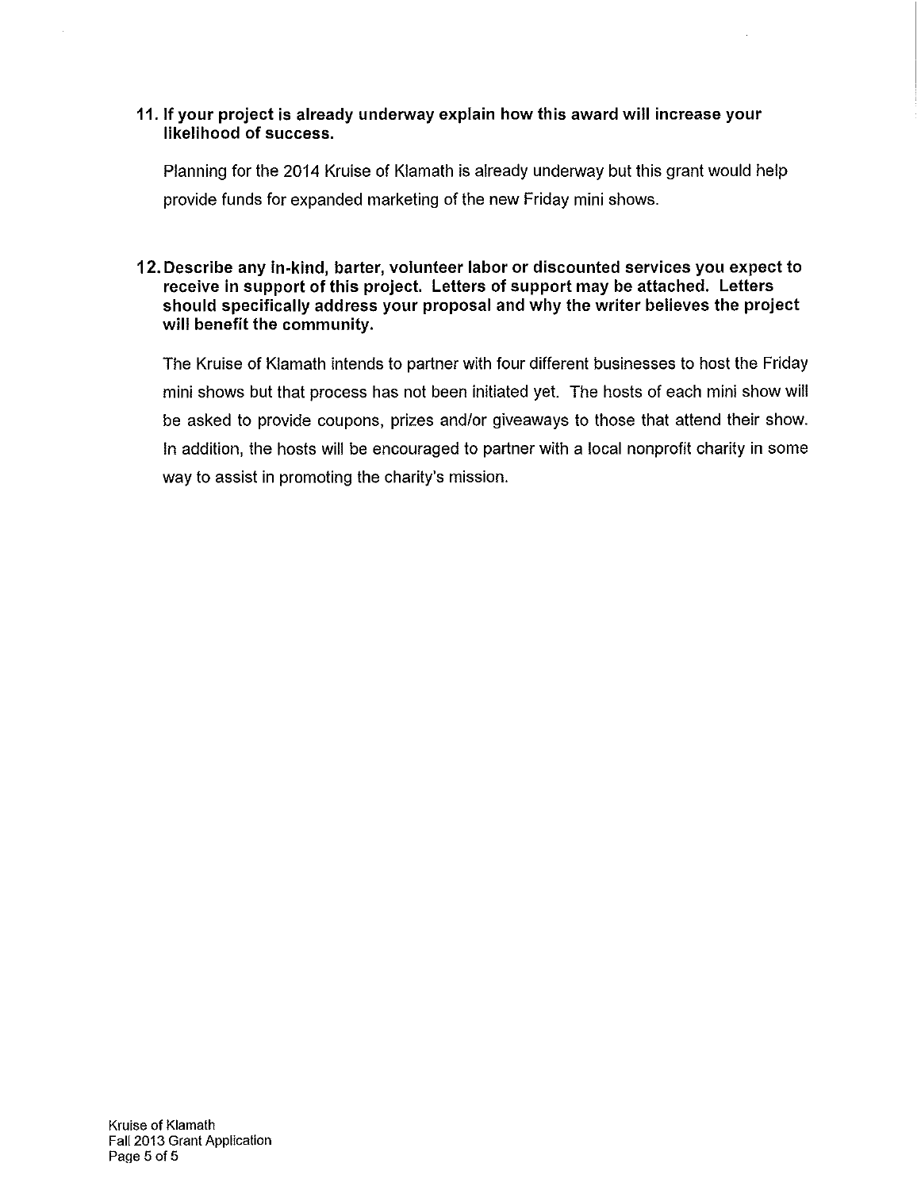**11. If your project is already underway explain how this award will increase your likelihood of success.**

Planning for the 2014 Kruise of Klamath is already underway but this grant would help provide funds for expanded marketing of the new Friday mini shows.

**12. Describe any in-kind, barter, volunteer labor or discounted services you expect to receive in support of this project. Letters of support may be attached. Letters should specifically address your proposal and why the writer believes the project will benefit the community.**

The Kruise of Klamath intends to partner with four different businesses to host the Friday mini shows but that process has not been initiated yet. The hosts of each mini show will be asked to provide coupons, prizes and/or giveaways to those that attend their show. In addition, the hosts will be encouraged to partner with a local nonprofit charity in some way to assist in promoting the charity's mission.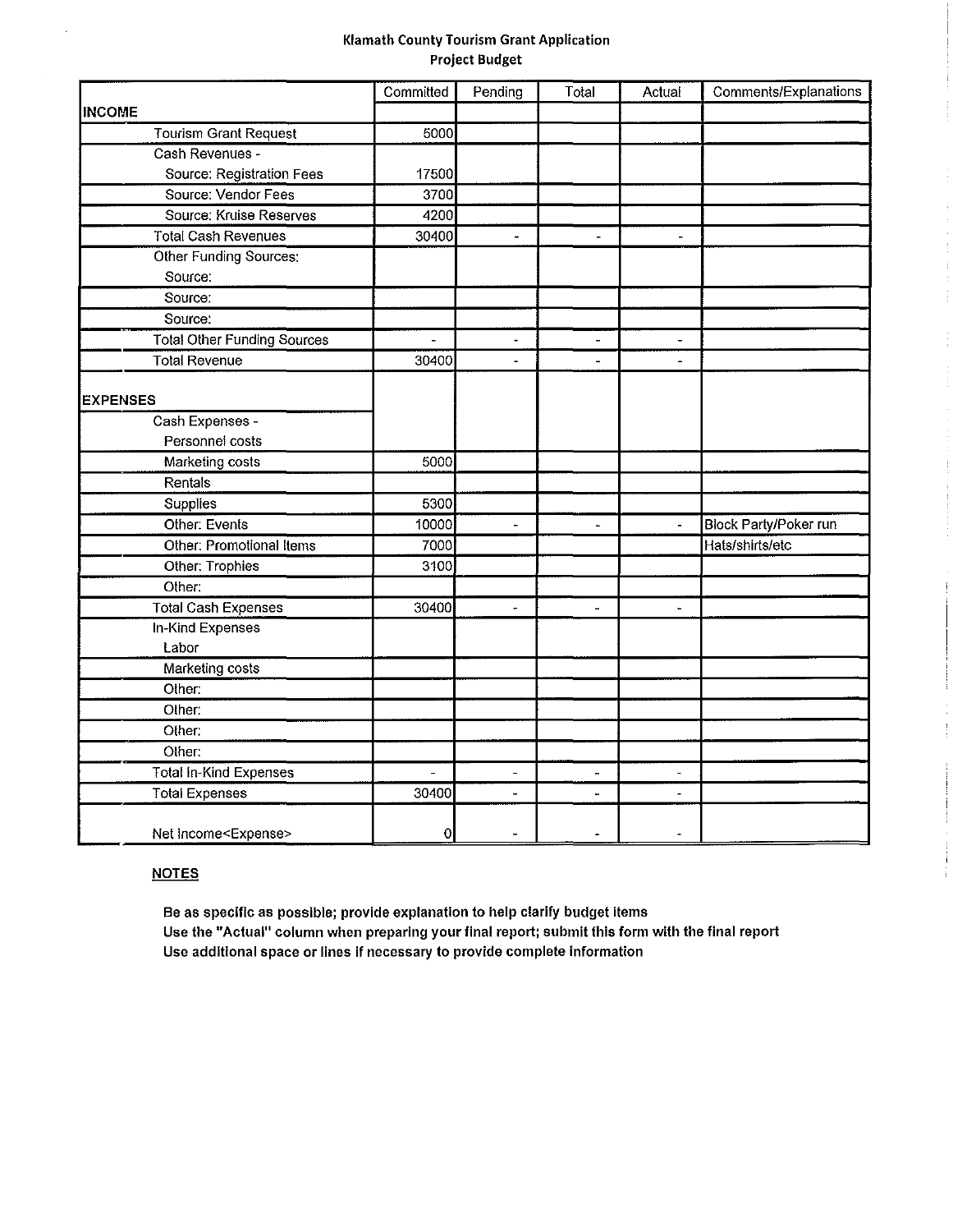**Klamath County Tourism Grant Application**
**Project Budget**

| | Committed | Pending | Total | Actual | Comments/Explanations |
|---|---|---|---|---|---|
| **INCOME** | | | | | |
| Tourism Grant Request | 5000 | | | | |
| Cash Revenues - | | | | | |
| Source: Registration Fees | 17500 | | | | |
| Source: Vendor Fees | 3700 | | | | |
| Source: Kruise Reserves | 4200 | | | | |
| Total Cash Revenues | 30400 | - | - | - | |
| Other Funding Sources: | | | | | |
| Source: | | | | | |
| Source: | | | | | |
| Source: | | | | | |
| Total Other Funding Sources | - | - | - | - | |
| Total Revenue | 30400 | - | - | - | |
| **EXPENSES** | | | | | |
| Cash Expenses - | | | | | |
| Personnel costs | | | | | |
| Marketing costs | 5000 | | | | |
| Rentals | | | | | |
| Supplies | 5300 | | | | |
| Other: Events | 10000 | - | - | - | Block Party/Poker run |
| Other: Promotional Items | 7000 | | | | Hats/shirts/etc |
| Other: Trophies | 3100 | | | | |
| Other: | | | | | |
| Total Cash Expenses | 30400 | - | - | - | |
| In-Kind Expenses | | | | | |
| Labor | | | | | |
| Marketing costs | | | | | |
| Other: | | | | | |
| Other: | | | | | |
| Other: | | | | | |
| Other: | | | | | |
| Total In-Kind Expenses | - | - | - | - | |
| Total Expenses | 30400 | - | - | - | |
| Net Income<Expense> | 0 | - | - | - | |

**NOTES**

**Be as specific as possible; provide explanation to help clarify budget items**
**Use the "Actual" column when preparing your final report; submit this form with the final report**
**Use additional space or lines if necessary to provide complete information**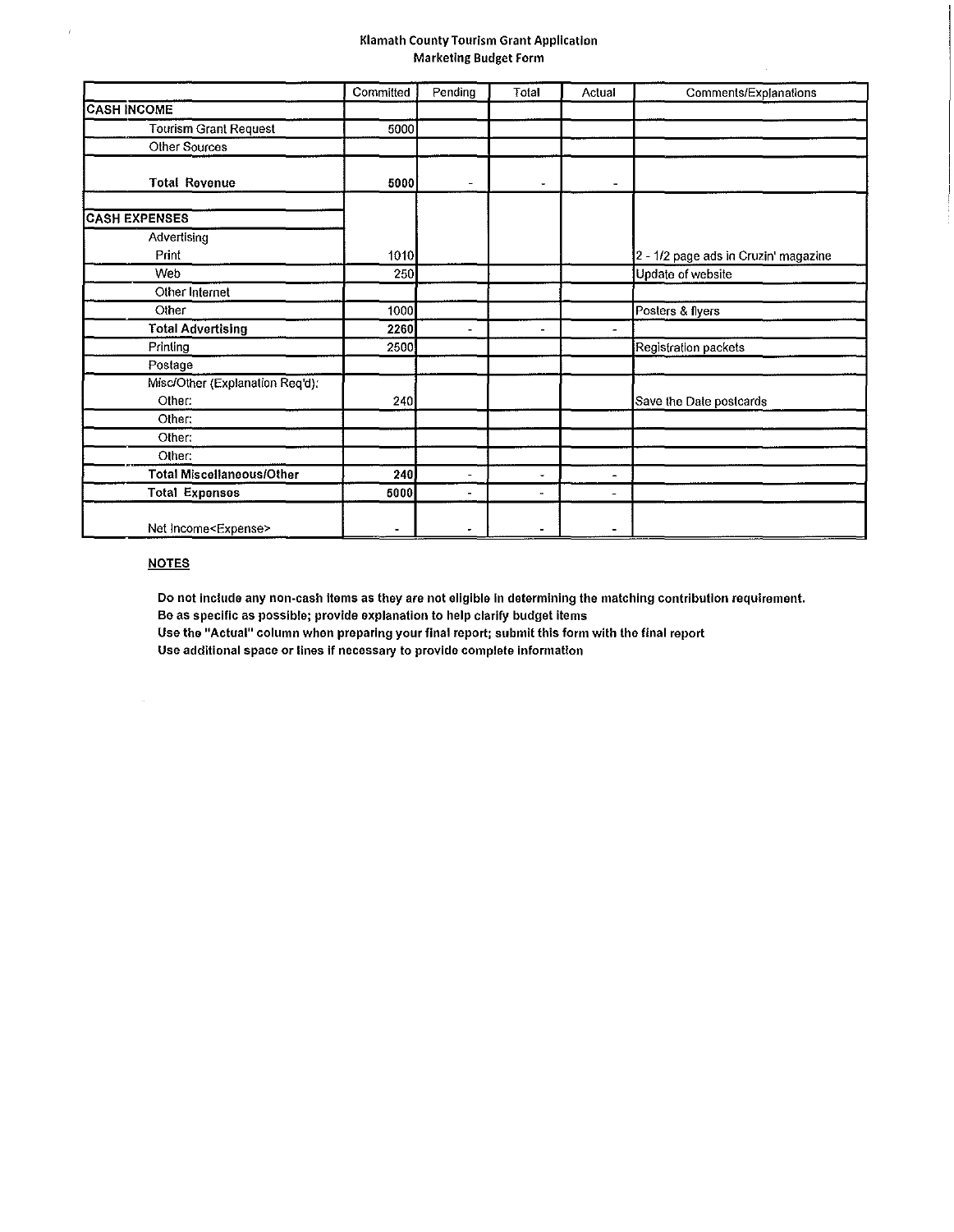# Klamath County Tourism Grant Application

## Marketing Budget Form

| | Committed | Pending | Total | Actual | Comments/Explanations |
|---|---|---|---|---|---|
| **CASH INCOME** | | | | | |
| Tourism Grant Request | 5000 | | | | |
| Other Sources | | | | | |
| **Total Revenue** | **5000** | - | - | - | |
| | | | | | |
| **CASH EXPENSES** | | | | | |
| Advertising | | | | | |
| Print | 1010 | | | | 2 - 1/2 page ads in Cruzin' magazine |
| Web | 250 | | | | Update of website |
| Other Internet | | | | | |
| Other | 1000 | | | | Posters & flyers |
| **Total Advertising** | **2260** | - | - | - | |
| Printing | 2500 | | | | Registration packets |
| Postage | | | | | |
| Misc/Other (Explanation Req'd): | | | | | |
| Other: | 240 | | | | Save the Date postcards |
| Other: | | | | | |
| Other: | | | | | |
| Other: | | | | | |
| **Total Miscellaneous/Other** | **240** | - | - | - | |
| **Total Expenses** | **5000** | - | - | - | |
| Net Income<Expense> | - | - | - | - | |

**NOTES**

**Do not include any non-cash items as they are not eligible in determining the matching contribution requirement.**
**Be as specific as possible; provide explanation to help clarify budget items**
**Use the "Actual" column when preparing your final report; submit this form with the final report**
**Use additional space or lines if necessary to provide complete information**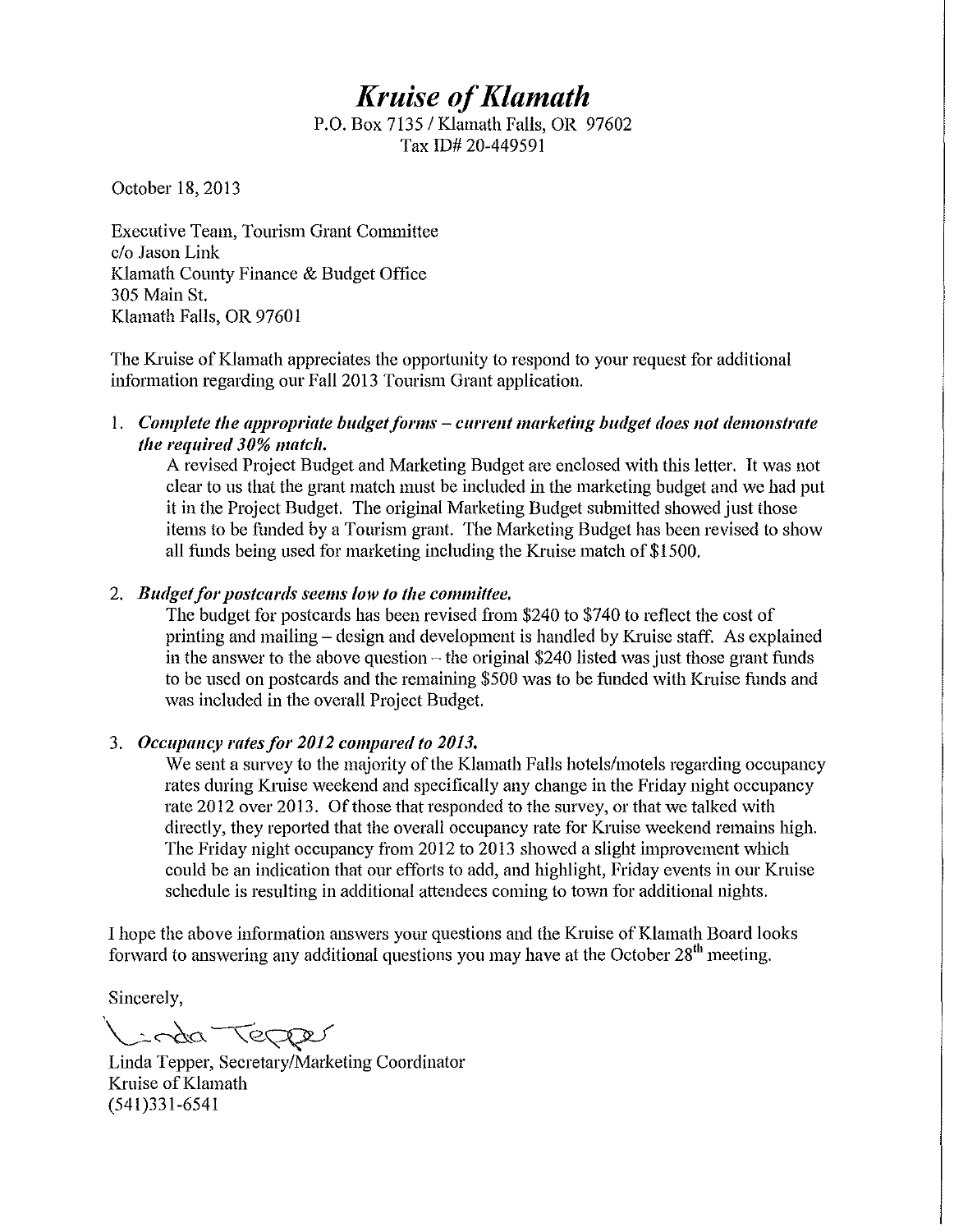# *Kruise of Klamath*

P.O. Box 7135 / Klamath Falls, OR 97602
Tax ID# 20-449591

October 18, 2013

Executive Team, Tourism Grant Committee
c/o Jason Link
Klamath County Finance & Budget Office
305 Main St.
Klamath Falls, OR 97601

The Kruise of Klamath appreciates the opportunity to respond to your request for additional information regarding our Fall 2013 Tourism Grant application.

1. ***Complete the appropriate budget forms – current marketing budget does not demonstrate the required 30% match.***
   A revised Project Budget and Marketing Budget are enclosed with this letter. It was not clear to us that the grant match must be included in the marketing budget and we had put it in the Project Budget. The original Marketing Budget submitted showed just those items to be funded by a Tourism grant. The Marketing Budget has been revised to show all funds being used for marketing including the Kruise match of $1500.

2. ***Budget for postcards seems low to the committee.***
   The budget for postcards has been revised from $240 to $740 to reflect the cost of printing and mailing – design and development is handled by Kruise staff. As explained in the answer to the above question – the original $240 listed was just those grant funds to be used on postcards and the remaining $500 was to be funded with Kruise funds and was included in the overall Project Budget.

3. ***Occupancy rates for 2012 compared to 2013.***
   We sent a survey to the majority of the Klamath Falls hotels/motels regarding occupancy rates during Kruise weekend and specifically any change in the Friday night occupancy rate 2012 over 2013. Of those that responded to the survey, or that we talked with directly, they reported that the overall occupancy rate for Kruise weekend remains high. The Friday night occupancy from 2012 to 2013 showed a slight improvement which could be an indication that our efforts to add, and highlight, Friday events in our Kruise schedule is resulting in additional attendees coming to town for additional nights.

I hope the above information answers your questions and the Kruise of Klamath Board looks forward to answering any additional questions you may have at the October 28th meeting.

Sincerely,

Linda Tepper

Linda Tepper, Secretary/Marketing Coordinator
Kruise of Klamath
(541)331-6541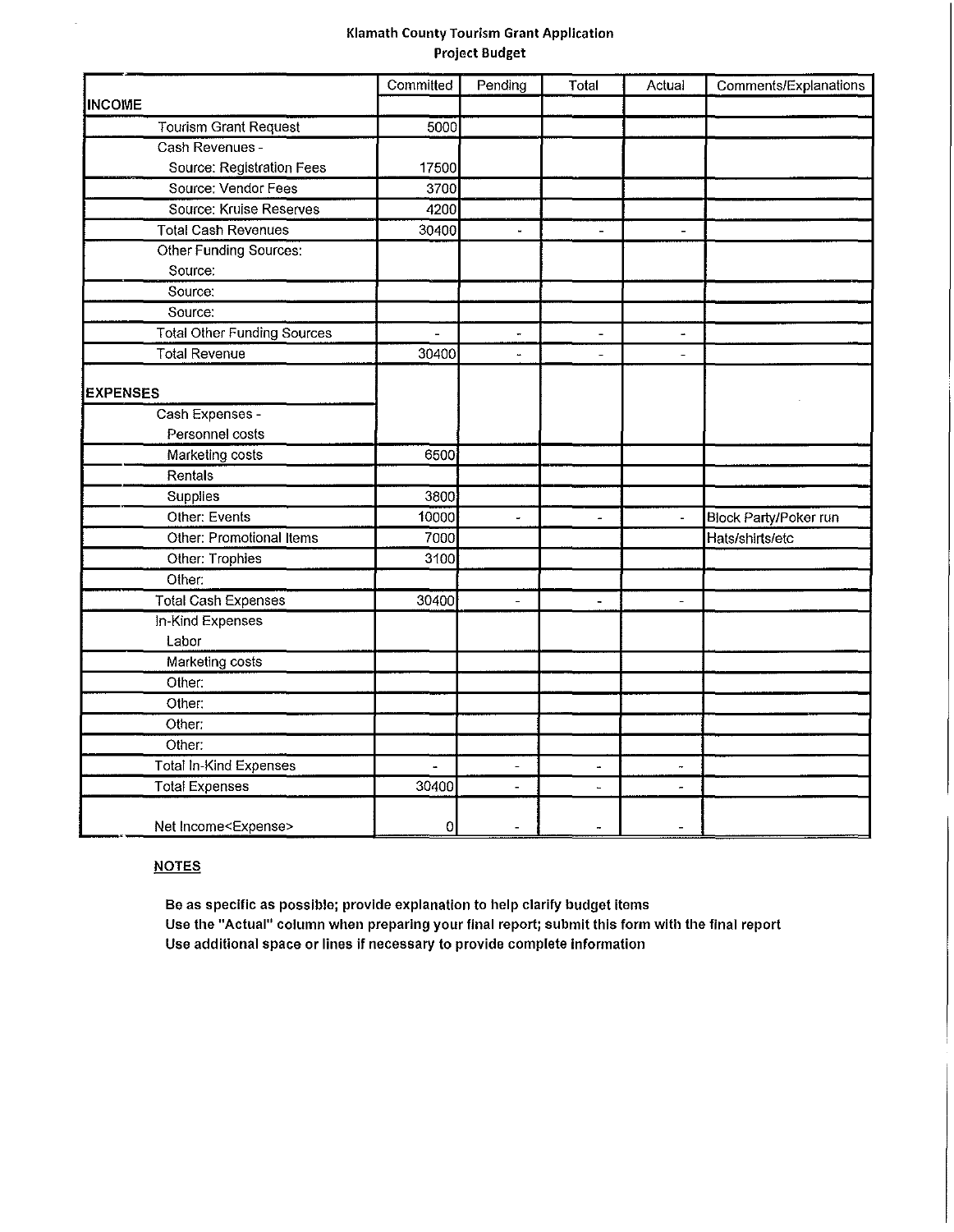## Klamath County Tourism Grant Application
### Project Budget

| | Committed | Pending | Total | Actual | Comments/Explanations |
|---|---|---|---|---|---|
| **INCOME** | | | | | |
| Tourism Grant Request | 5000 | | | | |
| Cash Revenues - Source: Registration Fees | 17500 | | | | |
| Source: Vendor Fees | 3700 | | | | |
| Source: Kruise Reserves | 4200 | | | | |
| Total Cash Revenues | 30400 | - | - | - | |
| Other Funding Sources: Source: | | | | | |
| Source: | | | | | |
| Source: | | | | | |
| Total Other Funding Sources | - | - | - | - | |
| Total Revenue | 30400 | - | - | - | |
| **EXPENSES** | | | | | |
| Cash Expenses - Personnel costs | | | | | |
| Marketing costs | 6500 | | | | |
| Rentals | | | | | |
| Supplies | 3800 | | | | |
| Other: Events | 10000 | - | - | - | Block Party/Poker run |
| Other: Promotional Items | 7000 | | | | Hats/shirts/etc |
| Other: Trophies | 3100 | | | | |
| Other: | | | | | |
| Total Cash Expenses | 30400 | - | - | - | |
| In-Kind Expenses Labor | | | | | |
| Marketing costs | | | | | |
| Other: | | | | | |
| Other: | | | | | |
| Other: | | | | | |
| Other: | | | | | |
| Total In-Kind Expenses | - | - | - | - | |
| Total Expenses | 30400 | - | - | - | |
| Net Income<Expense> | 0 | - | - | - | |

**NOTES**

**Be as specific as possible; provide explanation to help clarify budget items**
**Use the "Actual" column when preparing your final report; submit this form with the final report**
**Use additional space or lines if necessary to provide complete information**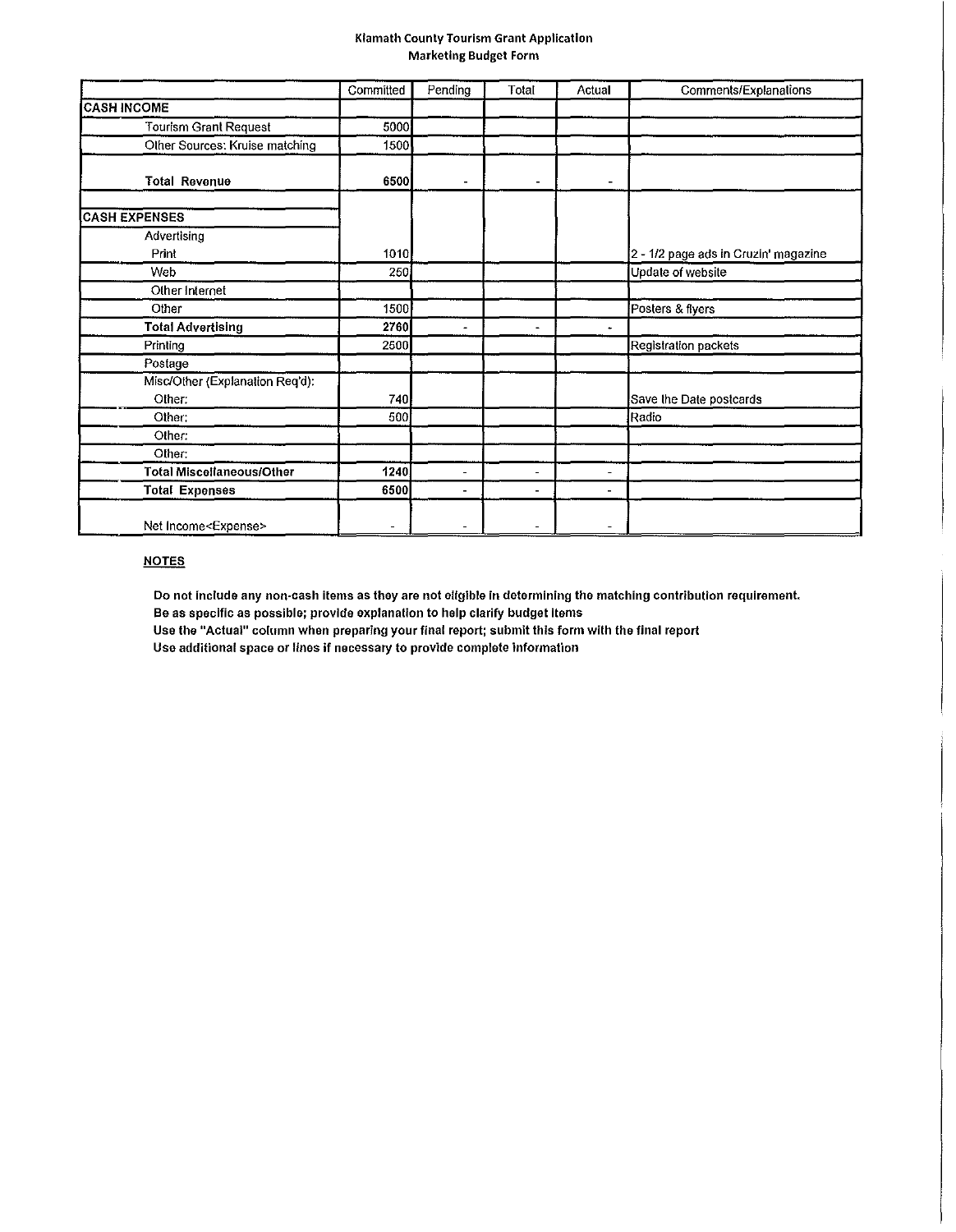# Klamath County Tourism Grant Application
## Marketing Budget Form

| | Committed | Pending | Total | Actual | Comments/Explanations |
|---|---|---|---|---|---|
| **CASH INCOME** | | | | | |
| Tourism Grant Request | 5000 | | | | |
| Other Sources: Kruise matching | 1500 | | | | |
| **Total Revenue** | **6500** | - | - | - | |
| | | | | | |
| **CASH EXPENSES** | | | | | |
| Advertising | | | | | |
| Print | 1010 | | | | 2 - 1/2 page ads in Cruzin' magazine |
| Web | 250 | | | | Update of website |
| Other Internet | | | | | |
| Other | 1500 | | | | Posters & flyers |
| **Total Advertising** | **2760** | - | - | - | |
| Printing | 2500 | | | | Registration packets |
| Postage | | | | | |
| Misc/Other (Explanation Req'd): | | | | | |
| Other: | 740 | | | | Save the Date postcards |
| Other: | 500 | | | | Radio |
| Other: | | | | | |
| Other: | | | | | |
| **Total Miscellaneous/Other** | **1240** | - | - | - | |
| **Total Expenses** | **6500** | - | - | - | |
| Net Income<Expense> | - | - | - | - | |

**NOTES**

**Do not include any non-cash items as they are not eligible in determining the matching contribution requirement.**
**Be as specific as possible; provide explanation to help clarify budget items**
**Use the "Actual" column when preparing your final report; submit this form with the final report**
**Use additional space or lines if necessary to provide complete information**